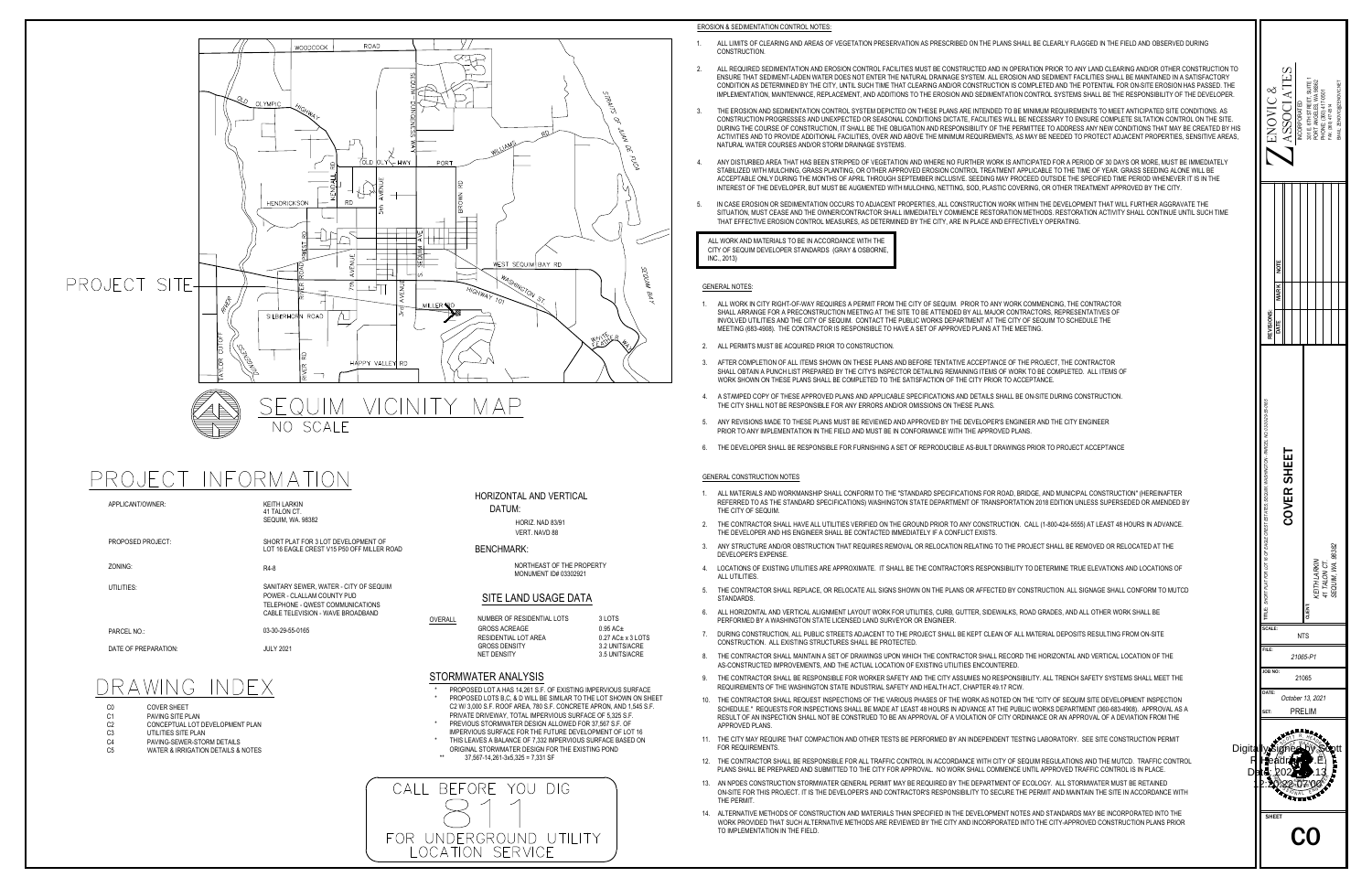# SEQUIM VICINITY MAP

NO SCALE

PROJECT SITE

# PROJECT INFORMATION

| | |
|---|---|
| APPLICANT/OWNER: | KEITH LARKIN<br>41 TALON CT.<br>SEQUIM, WA. 98382 |
| PROPOSED PROJECT: | SHORT PLAT FOR 3 LOT DEVELOPMENT OF LOT 16 EAGLE CREST V15 P50 OFF MILLER ROAD |
| ZONING: | R4-8 |
| UTILITIES: | SANITARY SEWER, WATER - CITY OF SEQUIM<br>POWER - CLALLAM COUNTY PUD<br>TELEPHONE - QWEST COMMUNICATIONS<br>CABLE TELEVISION - WAVE BROADBAND |
| PARCEL NO.: | 03-30-29-55-0165 |
| DATE OF PREPARATION: | JULY 2021 |

## HORIZONTAL AND VERTICAL DATUM:

HORIZ. NAD 83/91
VERT. NAVD 88

## BENCHMARK:

NORTHEAST OF THE PROPERTY
MONUMENT ID# 03302921

## SITE LAND USAGE DATA

| | | |
|---|---|---|
| OVERALL | NUMBER OF RESIDENTIAL LOTS | 3 LOTS |
| | GROSS ACREAGE | 0.95 AC± |
| | RESIDENTIAL LOT AREA | 0.27 AC± x 3 LOTS |
| | GROSS DENSITY | 3.2 UNITS/ACRE |
| | NET DENSITY | 3.5 UNITS/ACRE |

## STORMWATER ANALYSIS

- PROPOSED LOT A HAS 14,261 S.F. OF EXISTING IMPERVIOUS SURFACE
- PROPOSED LOTS B,C, & D WILL BE SIMILAR TO THE LOT SHOWN ON SHEET C2 W/ 3,000 S.F. ROOF AREA, 780 S.F. CONCRETE APRON, AND 1,545 S.F. PRIVATE DRIVEWAY. TOTAL IMPERVIOUS SURFACE OF 5,325 S.F.
- PREVIOUS STORMWATER DESIGN ALLOWED FOR 37,567 S.F. OF IMPERVIOUS SURFACE FOR THE FUTURE DEVELOPMENT OF LOT 16
- THIS LEAVES A BALANCE OF 7,332 IMPERVIOUS SURFACE BASED ON ORIGINAL STORMWATER DESIGN FOR THE EXISTING POND
  - ** 37,567-14,261-3x5,325 = 7,331 SF

# DRAWING INDEX

| | |
|---|---|
| C0 | COVER SHEET |
| C1 | PAVING SITE PLAN |
| C2 | CONCEPTUAL LOT DEVELOPMENT PLAN |
| C3 | UTILITIES SITE PLAN |
| C4 | PAVING-SEWER-STORM DETAILS |
| C5 | WATER & IRRIGATION DETAILS & NOTES |

CALL BEFORE YOU DIG
811
FOR UNDERGROUND UTILITY LOCATION SERVICE

## EROSION & SEDIMENTATION CONTROL NOTES:

1. ALL LIMITS OF CLEARING AND AREAS OF VEGETATION PRESERVATION AS PRESCRIBED ON THE PLANS SHALL BE CLEARLY FLAGGED IN THE FIELD AND OBSERVED DURING CONSTRUCTION.
2. ALL REQUIRED SEDIMENTATION AND EROSION CONTROL FACILITIES MUST BE CONSTRUCTED AND IN OPERATION PRIOR TO ANY LAND CLEARING AND/OR OTHER CONSTRUCTION TO ENSURE THAT SEDIMENT-LADEN WATER DOES NOT ENTER THE NATURAL DRAINAGE SYSTEM. ALL EROSION AND SEDIMENT FACILITIES SHALL BE MAINTAINED IN A SATISFACTORY CONDITION AS DETERMINED BY THE CITY, UNTIL SUCH TIME THAT CLEARING AND/OR CONSTRUCTION IS COMPLETED AND THE POTENTIAL FOR ON-SITE EROSION HAS PASSED. THE IMPLEMENTATION, MAINTENANCE, REPLACEMENT, AND ADDITIONS TO THE EROSION AND SEDIMENTATION CONTROL SYSTEMS SHALL BE THE RESPONSIBILITY OF THE DEVELOPER.
3. THE EROSION AND SEDIMENTATION CONTROL SYSTEM DEPICTED ON THESE PLANS ARE INTENDED TO BE MINIMUM REQUIREMENTS TO MEET ANTICIPATED SITE CONDITIONS. AS CONSTRUCTION PROGRESSES AND UNEXPECTED OR SEASONAL CONDITIONS DICTATE, FACILITIES WILL BE NECESSARY TO ENSURE COMPLETE SILTATION CONTROL ON THE SITE. DURING THE COURSE OF CONSTRUCTION, IT SHALL BE THE OBLIGATION AND RESPONSIBILITY OF THE PERMITTEE TO ADDRESS ANY NEW CONDITIONS THAT MAY BE CREATED BY HIS ACTIVITIES AND TO PROVIDE ADDITIONAL FACILITIES, OVER AND ABOVE THE MINIMUM REQUIREMENTS, AS MAY BE NEEDED TO PROTECT ADJACENT PROPERTIES, SENSITIVE AREAS, NATURAL WATER COURSES AND/OR STORM DRAINAGE SYSTEMS.
4. ANY DISTURBED AREA THAT HAS BEEN STRIPPED OF VEGETATION AND WHERE NO FURTHER WORK IS ANTICIPATED FOR A PERIOD OF 30 DAYS OR MORE, MUST BE IMMEDIATELY STABILIZED WITH MULCHING, GRASS PLANTING, OR OTHER APPROVED EROSION CONTROL TREATMENT APPLICABLE TO THE TIME OF YEAR. GRASS SEEDING ALONE WILL BE ACCEPTABLE ONLY DURING THE MONTHS OF APRIL THROUGH SEPTEMBER INCLUSIVE. SEEDING MAY PROCEED OUTSIDE THE SPECIFIED TIME PERIOD WHENEVER IT IS IN THE INTEREST OF THE DEVELOPER, BUT MUST BE AUGMENTED WITH MULCHING, NETTING, SOD, PLASTIC COVERING, OR OTHER TREATMENT APPROVED BY THE CITY.
5. IN CASE EROSION OR SEDIMENTATION OCCURS TO ADJACENT PROPERTIES, ALL CONSTRUCTION WORK WITHIN THE DEVELOPMENT THAT WILL FURTHER AGGRAVATE THE SITUATION, MUST CEASE AND THE OWNER/CONTRACTOR SHALL IMMEDIATELY COMMENCE RESTORATION METHODS. RESTORATION ACTIVITY SHALL CONTINUE UNTIL SUCH TIME THAT EFFECTIVE EROSION CONTROL MEASURES, AS DETERMINED BY THE CITY, ARE IN PLACE AND EFFECTIVELY OPERATING.

**ALL WORK AND MATERIALS TO BE IN ACCORDANCE WITH THE CITY OF SEQUIM DEVELOPER STANDARDS (GRAY & OSBORNE, INC., 2013)**

## GENERAL NOTES:

1. ALL WORK IN CITY RIGHT-OF-WAY REQUIRES A PERMIT FROM THE CITY OF SEQUIM. PRIOR TO ANY WORK COMMENCING, THE CONTRACTOR SHALL ARRANGE FOR A PRECONSTRUCTION MEETING AT THE SITE TO BE ATTENDED BY ALL MAJOR CONTRACTORS, REPRESENTATIVES OF INVOLVED UTILITIES AND THE CITY OF SEQUIM. CONTACT THE PUBLIC WORKS DEPARTMENT AT THE CITY OF SEQUIM TO SCHEDULE THE MEETING (683-4908). THE CONTRACTOR IS RESPONSIBLE TO HAVE A SET OF APPROVED PLANS AT THE MEETING.
2. ALL PERMITS MUST BE ACQUIRED PRIOR TO CONSTRUCTION.
3. AFTER COMPLETION OF ALL ITEMS SHOWN ON THESE PLANS AND BEFORE TENTATIVE ACCEPTANCE OF THE PROJECT, THE CONTRACTOR SHALL OBTAIN A PUNCH LIST PREPARED BY THE CITY'S INSPECTOR DETAILING REMAINING ITEMS OF WORK TO BE COMPLETED. ALL ITEMS OF WORK SHOWN ON THESE PLANS SHALL BE COMPLETED TO THE SATISFACTION OF THE CITY PRIOR TO ACCEPTANCE.
4. A STAMPED COPY OF THESE APPROVED PLANS AND APPLICABLE SPECIFICATIONS AND DETAILS SHALL BE ON-SITE DURING CONSTRUCTION. THE CITY SHALL NOT BE RESPONSIBLE FOR ANY ERRORS AND/OR OMISSIONS ON THESE PLANS.
5. ANY REVISIONS MADE TO THESE PLANS MUST BE REVIEWED AND APPROVED BY THE DEVELOPER'S ENGINEER AND THE CITY ENGINEER PRIOR TO ANY IMPLEMENTATION IN THE FIELD AND MUST BE IN CONFORMANCE WITH THE APPROVED PLANS.
6. THE DEVELOPER SHALL BE RESPONSIBLE FOR FURNISHING A SET OF REPRODUCIBLE AS-BUILT DRAWINGS PRIOR TO PROJECT ACCEPTANCE

## GENERAL CONSTRUCTION NOTES

1. ALL MATERIALS AND WORKMANSHIP SHALL CONFORM TO THE "STANDARD SPECIFICATIONS FOR ROAD, BRIDGE, AND MUNICIPAL CONSTRUCTION" (HEREINAFTER REFERRED TO AS THE STANDARD SPECIFICATIONS) WASHINGTON STATE DEPARTMENT OF TRANSPORTATION 2018 EDITION UNLESS SUPERSEDED OR AMENDED BY THE CITY OF SEQUIM.
2. THE CONTRACTOR SHALL HAVE ALL UTILITIES VERIFIED ON THE GROUND PRIOR TO ANY CONSTRUCTION. CALL (1-800-424-5555) AT LEAST 48 HOURS IN ADVANCE. THE DEVELOPER AND HIS ENGINEER SHALL BE CONTACTED IMMEDIATELY IF A CONFLICT EXISTS.
3. ANY STRUCTURE AND/OR OBSTRUCTION THAT REQUIRES REMOVAL OR RELOCATION RELATING TO THE PROJECT SHALL BE REMOVED OR RELOCATED AT THE DEVELOPER'S EXPENSE.
4. LOCATIONS OF EXISTING UTILITIES ARE APPROXIMATE. IT SHALL BE THE CONTRACTOR'S RESPONSIBILITY TO DETERMINE TRUE ELEVATIONS AND LOCATIONS OF ALL UTILITIES.
5. THE CONTRACTOR SHALL REPLACE, OR RELOCATE ALL SIGNS SHOWN ON THE PLANS OR AFFECTED BY CONSTRUCTION. ALL SIGNAGE SHALL CONFORM TO MUTCD STANDARDS.
6. ALL HORIZONTAL AND VERTICAL ALIGNMENT LAYOUT WORK FOR UTILITIES, CURB, GUTTER, SIDEWALKS, ROAD GRADES, AND ALL OTHER WORK SHALL BE PERFORMED BY A WASHINGTON STATE LICENSED LAND SURVEYOR OR ENGINEER.
7. DURING CONSTRUCTION, ALL PUBLIC STREETS ADJACENT TO THE PROJECT SHALL BE KEPT CLEAN OF ALL MATERIAL DEPOSITS RESULTING FROM ON-SITE CONSTRUCTION. ALL EXISTING STRUCTURES SHALL BE PROTECTED.
8. THE CONTRACTOR SHALL MAINTAIN A SET OF DRAWINGS UPON WHICH THE CONTRACTOR SHALL RECORD THE HORIZONTAL AND VERTICAL LOCATION OF THE AS-CONSTRUCTED IMPROVEMENTS, AND THE ACTUAL LOCATION OF EXISTING UTILITIES ENCOUNTERED.
9. THE CONTRACTOR SHALL BE RESPONSIBLE FOR WORKER SAFETY AND THE CITY ASSUMES NO RESPONSIBILITY. ALL TRENCH SAFETY SYSTEMS SHALL MEET THE REQUIREMENTS OF THE WASHINGTON STATE INDUSTRIAL SAFETY AND HEALTH ACT, CHAPTER 49.17 RCW.
10. THE CONTRACTOR SHALL REQUEST INSPECTIONS OF THE VARIOUS PHASES OF THE WORK AS NOTED ON THE "CITY OF SEQUIM SITE DEVELOPMENT INSPECTION SCHEDULE." REQUESTS FOR INSPECTIONS SHALL BE MADE AT LEAST 48 HOURS IN ADVANCE AT THE PUBLIC WORKS DEPARTMENT (360-683-4908). APPROVAL AS A RESULT OF AN INSPECTION SHALL NOT BE CONSTRUED TO BE AN APPROVAL OF A VIOLATION OF CITY ORDINANCE OR AN APPROVAL OF A DEVIATION FROM THE APPROVED PLANS.
11. THE CITY MAY REQUIRE THAT COMPACTION AND OTHER TESTS BE PERFORMED BY AN INDEPENDENT TESTING LABORATORY. SEE SITE CONSTRUCTION PERMIT FOR REQUIREMENTS.
12. THE CONTRACTOR SHALL BE RESPONSIBLE FOR ALL TRAFFIC CONTROL IN ACCORDANCE WITH CITY OF SEQUIM REGULATIONS AND THE MUTCD. TRAFFIC CONTROL PLANS SHALL BE PREPARED AND SUBMITTED TO THE CITY FOR APPROVAL. NO WORK SHALL COMMENCE UNTIL APPROVED TRAFFIC CONTROL IS IN PLACE.
13. AN NPDES CONSTRUCTION STORMWATER GENERAL PERMIT MAY BE REQUIRED BY THE DEPARTMENT OF ECOLOGY. ALL STORMWATER MUST BE RETAINED ON-SITE FOR THIS PROJECT. IT IS THE DEVELOPER'S AND CONTRACTOR'S RESPONSIBILITY TO SECURE THE PERMIT AND MAINTAIN THE SITE IN ACCORDANCE WITH THE PERMIT.
14. ALTERNATIVE METHODS OF CONSTRUCTION AND MATERIALS THAN SPECIFIED IN THE DEVELOPMENT NOTES AND STANDARDS MAY BE INCORPORATED INTO THE WORK PROVIDED THAT SUCH ALTERNATIVE METHODS ARE REVIEWED BY THE CITY AND INCORPORATED INTO THE CITY-APPROVED CONSTRUCTION PLANS PRIOR TO IMPLEMENTATION IN THE FIELD.

ZENOVIC & ASSOCIATES
INCORPORATED
301 E. 6TH STREET, SUITE 1
PORT ANGELES, WA 98362
PHONE: (360) 417-0501
FAX: (360) 417-0516
EMAIL: ZENOVIC@OLYPEN.NET

TITLE: SHORT PLAT FOR LOT 16 OF EAGLE CREST ESTATES, SEQUIM, WASHINGTON, PARCEL NO. 03-30-29-55-0165

**COVER SHEET**

CLIENT: KEITH LARKIN
41 TALON CT.
SEQUIM, WA. 98382

| | |
|---|---|
| SCALE: | NTS |
| FILE: | 21065-P1 |
| JOB NO: | 21065 |
| DATE: | October 13, 2021 |
| SET: | PRELIM |

Digitally signed by Scott Reeadrand (?) Date: 2021.10.13 12:20:22-07'00'

SHEET
**C0**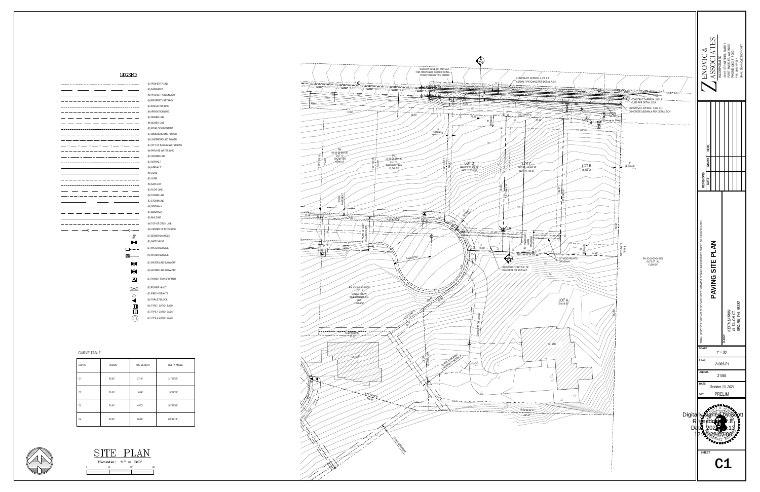## LEGEND

- (E) PROPERTY LINE
- (E) EASEMENT
- (N) PROPERTY BOUNDARY
- (N) PROPERTY SETBACK
- (E) IRRIGATION LINE
- (N) IRRIGATION LINE
- (E) SEWER LINE
- (N) SEWER LINE
- (E) EDGE OF PAVEMENT
- (E) UNDERGROUND POWER
- (N) UNDERGROUND POWER
- (E) CITY OF SEQUIM WATER LINE
- (N) PRIVATE WATER LINE
- (E) CENTER LINE
- (E) ASPHALT
- (N) ASPHALT
- (N) CURB
- (E) CURB
- (N) SAW-CUT
- (E) FLOW LINE
- (N) STORM LINE
- (E) STORM LINE
- (N) SIDEWALK
- (E) SIDEWALK
- (E) BUILDING
- (N) TOP OF DITCH LINE
- (N) CENTER OF DITCH LINE
- (E) SEWER MANHOLE
- (E) GATE VALVE
- (E) WATER SERVICE
- (N) WATER SERVICE
- (E) WATER LINE BLOW OFF
- (N) WATER LINE BLOW OFF
- (E) POWER TRANSFORMER
- (E) POWER VAULT
- (E) FIRE HYDRANTS
- (N) THRUST BLOCK
- (N) TYPE 1 CATCH BASIN
- (E) TYPE 1 CATCH BASIN
- (E) TYPE 2 CATCH BASIN

## CURVE TABLE

| CURVE | RADIUS | ARC LENGTH | DELTA ANGLE |
|---|---|---|---|
| C1 | 50.00 | 27.16' | 31°53'02" |
| C2 | 50.00 | 16.86' | 19°19'25" |
| C3 | 50.00 | 45.73' | 52°23'55" |
| C4 | 50.00 | 60.68' | 69°32'19" |

SAWCUT EDGE OF ASPHALT FOR PROPOSED RESURFACING TO MATCH EXISTING GRADE

CONSTRUCT APPROX. 2,315 S.F. ASPHALT PATCHING PER DETAIL A/C4

CONSTRUCT APPROX. 286 L.F. CURB PER DETAIL C/C4

CONSTRUCT APPROX. 1,557 S.F. CONCRETE SIDEWALK PER DETAIL B/C4

PN: 03-30-29-550130 LOT 13 TSCRUTTER 9,840 SF

PN: 03-30-29-550140 LOT 14 THAI AND TRAN 13,546 SF

LOT D GROSS: 13,436 SF NET: 11,570 SF

LOT C GROSS: 14,368 SF NET: 11,746 SF

LOT B 14,895 SF

LOT A 51,618 SF

8' SETBACK

CONSTRUCT 2,987 S.F. OF CONCRETE OR ASPHALT

20' WIDE PRIVATE DRIVEWAY

PN: 03-30-29-550150 LOT 15 GREEN CROW INVESTMENTS CO. LLC 15,304 SF

PN: 03-30-29-540050 OLTS ET. AL. 13,384 SF

EX. SFR

RADIUS=50'

10' PRIVATE EASEMENT

## SITE PLAN

Scale: 1" = 30'

ZENOVIC & ASSOCIATES INCORPORATED
301 E. 6TH STREET, SUITE 1
PORT ANGELES, WA 98362
PHONE: (360) 417-0500
FAX: (360) 417-0514
EMAIL: ZENOVIC@ZENOVIC.NET

REVISIONS: DATE | MARK | NOTE

TITLE: SHORT PLAT FOR LOT 16 OF EAGLE CREST ESTATES, SEQUIM, WASHINGTON PARCEL NO. 033029550160

PAVING SITE PLAN

CLIENT: KEITH LARKIN 41 TALON CT. SEQUIM, WA 98382

SCALE: 1" = 30'

FILE: 21065-P1

JOB NO: 21065

DATE: October 13, 2021

SET: PRELIM

Digitally signed by Scott R. Headrick PE Date: 2021.10.13 12:40:22-07'00'

SHEET C1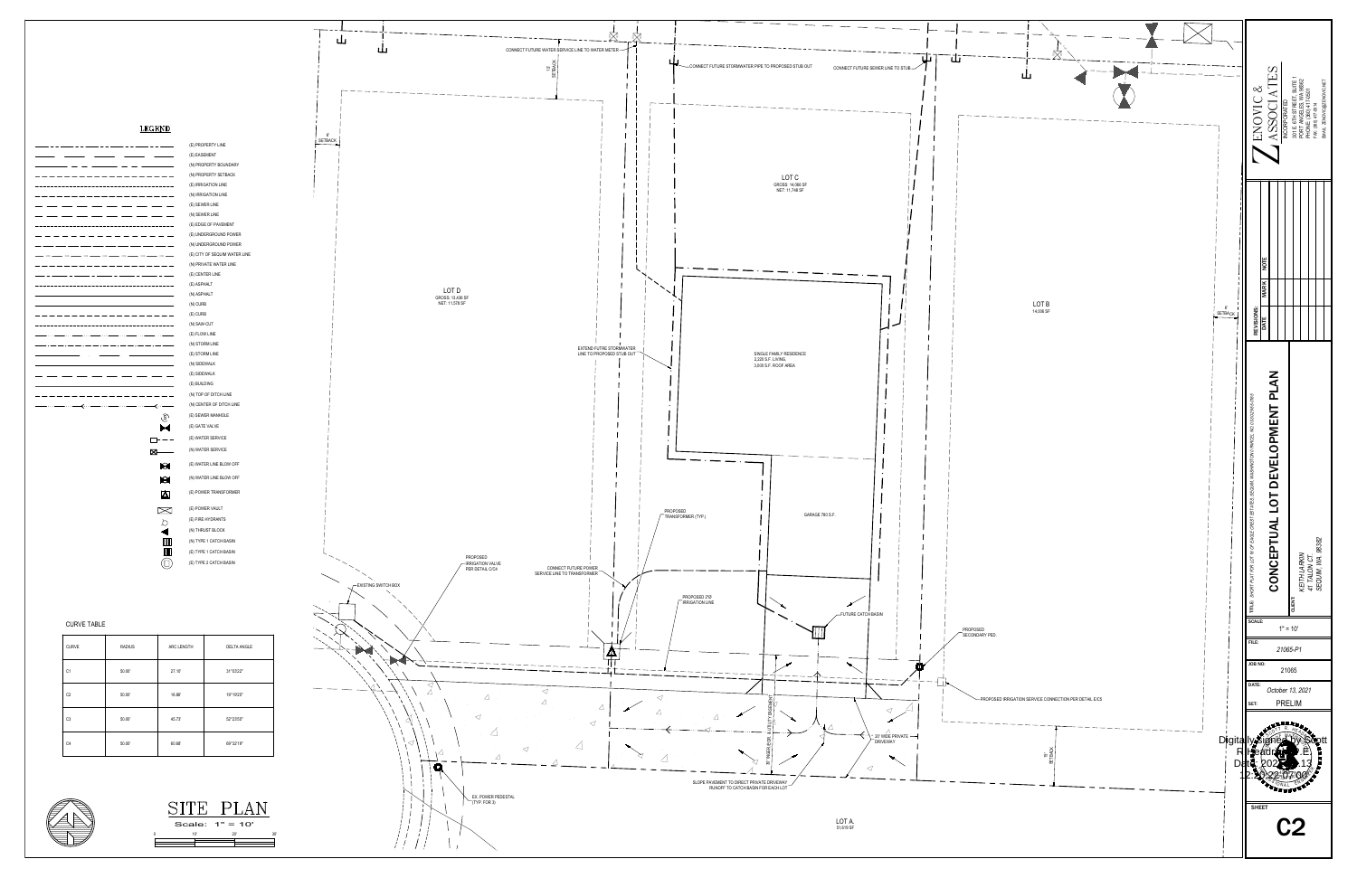# LEGEND

- (E) PROPERTY LINE
- (E) EASEMENT
- (N) PROPERTY BOUNDARY
- (N) PROPERTY SETBACK
- (E) IRRIGATION LINE
- (N) IRRIGATION LINE
- (E) SEWER LINE
- (N) SEWER LINE
- (E) EDGE OF PAVEMENT
- (E) UNDERGROUND POWER
- (N) UNDERGROUND POWER
- (E) CITY OF SEQUIM WATER LINE
- (N) PRIVATE WATER LINE
- (E) CENTER LINE
- (E) ASPHALT
- (N) ASPHALT
- (N) CURB
- (E) CURB
- (N) SAW-CUT
- (E) FLOW LINE
- (N) STORM LINE
- (E) STORM LINE
- (N) SIDEWALK
- (E) SIDEWALK
- (E) BUILDING
- (N) TOP OF DITCH LINE
- (N) CENTER OF DITCH LINE
- (E) SEWER MANHOLE
- (E) GATE VALVE
- (E) WATER SERVICE
- (N) WATER SERVICE
- (E) WATER LINE BLOW OFF
- (N) WATER LINE BLOW OFF
- (E) POWER TRANSFORMER
- (E) POWER VAULT
- (E) FIRE HYDRANTS
- (N) THRUST BLOCK
- (N) TYPE 1 CATCH BASIN
- (E) TYPE 1 CATCH BASIN
- (E) TYPE 2 CATCH BASIN

## CURVE TABLE

| CURVE | RADIUS | ARC LENGTH | DELTA ANGLE |
|---|---|---|---|
| C1 | 50.00' | 27.10' | 31°03'22" |
| C2 | 50.00' | 16.86' | 19°19'25" |
| C3 | 50.00' | 45.73' | 52°23'55" |
| C4 | 50.00' | 60.88' | 69°32'16" |

# SITE PLAN

Scale: 1" = 10'

0 10' 20' 30'

LOT D
GROSS: 13,430 SF
NET: 11,578 SF

LOT C
GROSS: 14,066 SF
NET: 11,748 SF

LOT B
14,006 SF

LOT A
31,019 SF

SINGLE FAMILY RESIDENCE
2,228 S.F. LIVING
3,008 S.F. ROOF AREA

GARAGE 780 S.F.

- CONNECT FUTURE WATER SERVICE LINE TO WATER METER
- CONNECT FUTURE STORMWATER PIPE TO PROPOSED STUB OUT
- CONNECT FUTURE SEWER LINE TO STUB
- EXTEND FUTRE STORMWATER LINE TO PROPOSED STUB OUT
- PROPOSED TRANSFORMER (TYP.)
- PROPOSED IRRIGATION VALVE PER DETAIL C/C4
- CONNECT FUTURE POWER SERVICE LINE TO TRANSFORMER
- PROPOSED 2"Ø IRRIGATION LINE
- FUTURE CATCH BASIN
- EXISTING SWITCH BOX
- PROPOSED SECONDARY PED.
- PROPOSED IRRIGATION SERVICE CONNECTION PER DETAIL E/C5
- 20' WIDE PRIVATE DRIVEWAY
- 30' INGRESS/EGRESS & UTILITY EASEMENT
- SLOPE PAVEMENT TO DIRECT PRIVATE DRIVEWAY RUNOFF TO CATCH BASIN FOR EACH LOT
- EX. POWER PEDESTAL (TYP. FOR 3)
- 10' SETBACK
- 6' SETBACK

ZENOVIC & ASSOCIATES INCORPORATED
301 E. 6TH STREET, SUITE 1
PORT ANGELES, WA 98362
PHONE: (360) 417-0500
FAX: (360) 417-6174
EMAIL: ZENOVIC@ZENOVIC.NET

REVISIONS: DATE | MARK | NOTE

TITLE: SHORT PLAT FOR LOT 16 OF EAGLE CREST ESTATES, SEQUIM, WASHINGTON

CONCEPTUAL LOT DEVELOPMENT PLAN

CLIENT: KEITH LARKIN, 41 TALON CT., SEQUIM, WA 98382

SCALE: 1" = 10'

FILE: 21065-P1

JOB NO: 21065

DATE: October 13, 2021

SET: PRELIM

Digitally signed by Scott R Headrick PE
Date: 2021.10.13 12:30:22-07'00'

SHEET: C2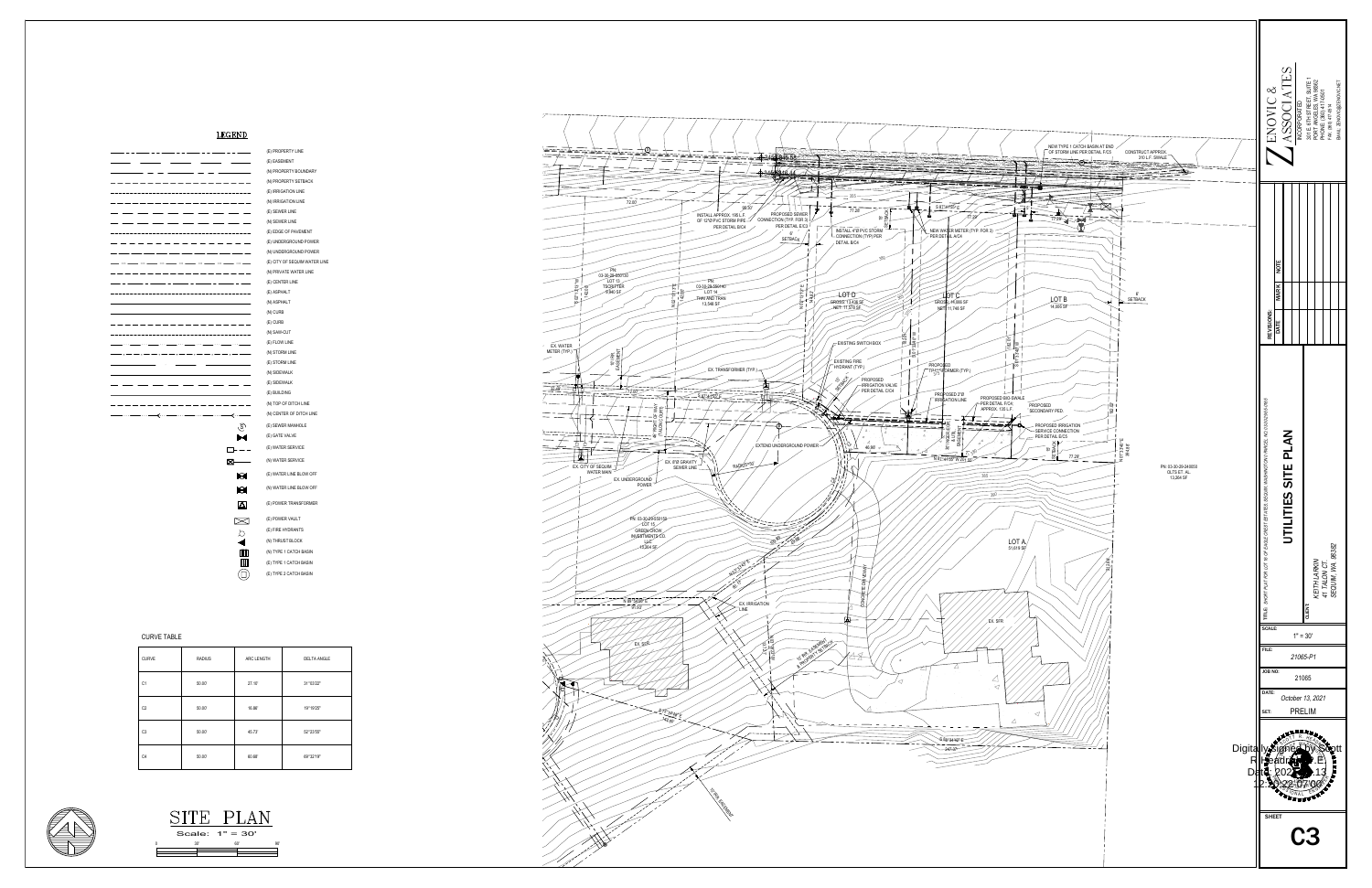## LEGEND

- (E) PROPERTY LINE
- (E) EASEMENT
- (N) PROPERTY BOUNDARY
- (N) PROPERTY SETBACK
- (E) IRRIGATION LINE
- (N) IRRIGATION LINE
- (E) SEWER LINE
- (N) SEWER LINE
- (E) EDGE OF PAVEMENT
- (E) UNDERGROUND POWER
- (N) UNDERGROUND POWER
- (E) CITY OF SEQUIM WATER LINE
- (N) PRIVATE WATER LINE
- (E) CENTER LINE
- (E) ASPHALT
- (N) ASPHALT
- (N) CURB
- (E) CURB
- (N) SAW-CUT
- (E) FLOW LINE
- (N) STORM LINE
- (E) STORM LINE
- (N) SIDEWALK
- (E) SIDEWALK
- (E) BUILDING
- (N) TOP OF DITCH LINE
- (N) CENTER OF DITCH LINE
- (E) SEWER MANHOLE
- (E) GATE VALVE
- (E) WATER SERVICE
- (N) WATER SERVICE
- (E) WATER LINE BLOW OFF
- (N) WATER LINE BLOW OFF
- (E) POWER TRANSFORMER
- (E) POWER VAULT
- (E) FIRE HYDRANTS
- (N) THRUST BLOCK
- (N) TYPE 1 CATCH BASIN
- (E) TYPE 1 CATCH BASIN
- (E) TYPE 2 CATCH BASIN

## CURVE TABLE

| CURVE | RADIUS | ARC LENGTH | DELTA ANGLE |
|---|---|---|---|
| C1 | 50.00' | 27.16' | 31°53'02" |
| C2 | 50.00' | 16.86' | 19°19'25" |
| C3 | 50.00' | 45.73' | 52°23'55" |
| C4 | 50.00' | 60.68' | 69°32'19" |

## SITE PLAN

Scale: 1" = 30'

0 30' 60' 90'

NEW TYPE 1 CATCH BASIN AT END OF STORM LINE PER DETAIL F/C5

CONSTRUCT APPROX. 310 L.F. SWALE

INSTALL APPROX. 195 L.F. OF 12"Ø PVC STORM PIPE PER DETAIL B/C4

PROPOSED SEWER CONNECTION (TYP. FOR 3) PER DETAIL E/C5

6' SETBACK

INSTALL 4"Ø PVC STORM CONNECTION (TYP) PER DETAIL B/C4

NEW WATER METER (TYP. FOR 3) PER DETAIL A/C4

PN: 03-30-29-550130 LOT 13 TSCHUTTER 9,940 SF

PN: 03-30-29-550140 LOT 14 THAI AND TRAN 13,548 SF

LOT D GROSS: 13,438 SF NET: 11,578 SF

LOT C GROSS: 14,300 SF NET: 11,746 SF

LOT B 14,805 SF

6' SETBACK

EX. WATER METER (TYP.)

10' WIDE EASEMENT

EX. TRANSFORMER (TYP.)

EXISTING SWITCH BOX

EXISTING FIRE HYDRANT (TYP.)

PROPOSED TRANSFORMER (TYP.)

PROPOSED IRRIGATION VALVE PER DETAIL D/C4

PROPOSED 2"Ø IRRIGATION LINE

PROPOSED BIO-SWALE PER DETAIL F/C4, APPROX. 135 L.F.

PROPOSED SECONDARY PED.

PROPOSED IRRIGATION SERVICE CONNECTION PER DETAIL B/C5

EXTEND UNDERGROUND POWER

EX. CITY OF SEQUIM WATER MAIN

EX. 8"Ø GRAVITY SEWER LINE

EX. UNDERGROUND POWER

PN: 03-30-29-550150 LOT 15 GREEN CROW INVESTMENTS CO. LLC 45,304 SF

PN: 03-30-29-540030 OLTS ET. AL. 13,304 SF

LOT A 51,619 SF

EX. IRRIGATION LINE

EX. SFR

EX. SFR

CONCRETE DRIVEWAY

10' WIDE EASEMENT

ZENOVIC & ASSOCIATES INCORPORATED
301 E. 6TH STREET, SUITE 1
PORT ANGELES, WA 98362
PHONE: (360) 417-0500
FAX: (360) 417-0619
EMAIL: ZENOVIC@ZENOVIC.NET

| REVISIONS: DATE | MARK | NOTE |
|---|---|---|

TITLE: SHORT PLAT FOR LOT 16 OF EAGLE CREST ESTATES, SEQUIM, WASHINGTON

UTILITIES SITE PLAN

CLIENT: KEITH LARKIN, 41 TALON CT., SEQUIM, WA 98382

SCALE: 1" = 30'

FILE: 21065-P1

JOB NO: 21065

DATE: October 13, 2021

SET: PRELIM

Digitally signed by Scott R Headrick PE Date: 2021.10.13 12:30:22-07'00'

SHEET C3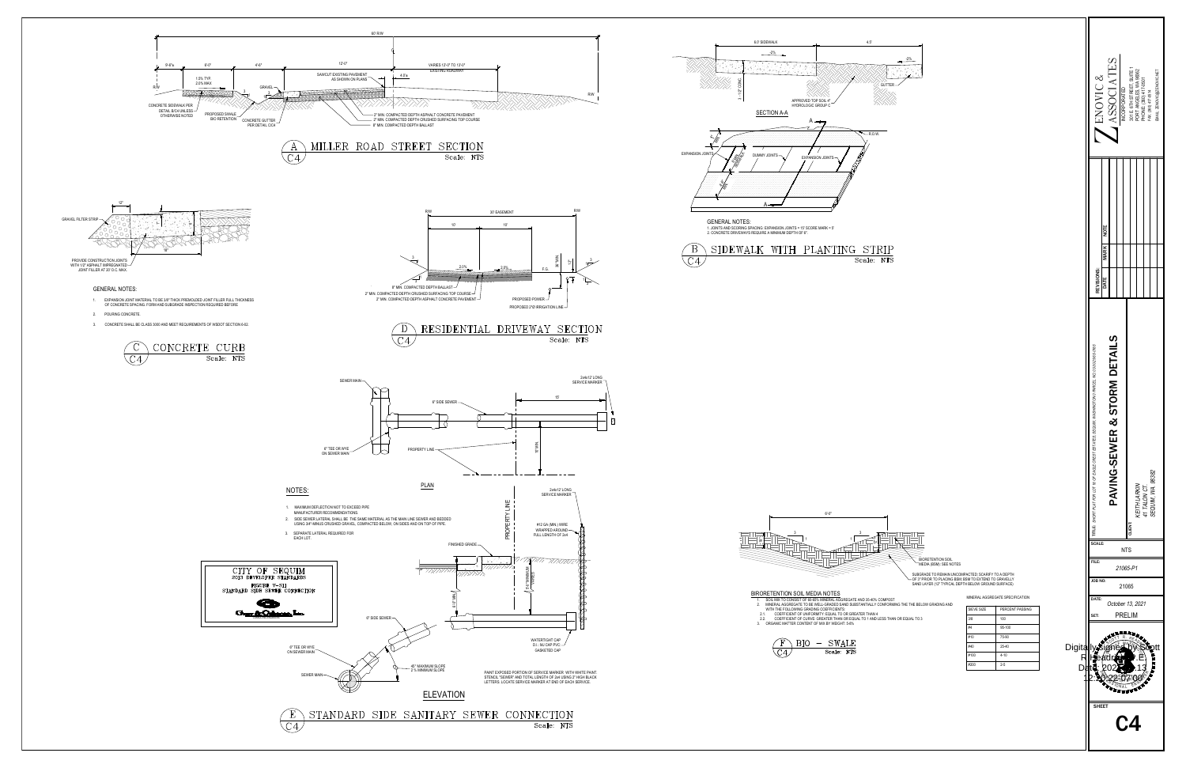# A — MILLER ROAD STREET SECTION (C4)

Scale: NTS

60' R/W

9'-6"± | 8'-0" | 4'-0" | 12'-0" | VARIES 12'-0" TO 13'-0" EXISTING ROADWAY

- SAWCUT EXISTING PAVEMENT AS SHOWN ON PLANS
- 4.0'±
- 1.5% TYP. 2.0% MAX
- GRAVEL
- R/W
- CONCRETE SIDEWALK PER DETAIL B/C4 UNLESS OTHERWISE NOTED
- PROPOSED SWALE BIO RETENTION
- CONCRETE GUTTER PER DETAIL C/C4
- 3" MIN. COMPACTED DEPTH ASPHALT CONCRETE PAVEMENT
- 2" MIN. COMPACTED DEPTH CRUSHED SURFACING TOP COURSE
- 8" MIN. COMPACTED DEPTH BALLAST

# B — SIDEWALK WITH PLANTING STRIP (C4)

Scale: NTS

6.0' SIDEWALK | 4.5'

- 2%
- GUTTER
- 3 - 1/2" CONC.
- APPROVED TOP SOIL 4" HYDROLOGIC GROUP C

SECTION A-A

- EXPANSION JOINTS
- DUMMY JOINTS
- EXPANSION JOINTS
- R.O.W.

GENERAL NOTES:
1. JOINTS AND SCORING SPACING: EXPANSION JOINTS = 15' SCORE MARK = 5'
2. CONCRETE DRIVEWAYS REQUIRE A MINIMUM DEPTH OF 6".

# C — CONCRETE CURB (C4)

Scale: NTS

- GRAVEL FILTER STRIP
- PROVIDE CONSTRUCTION JOINTS WITH 1/2" ASPHALT IMPREGNATED JOINT FILLER AT 20' O.C. MAX.

GENERAL NOTES:

1. EXPANSION JOINT MATERIAL TO BE 3/8" THICK PREMOLDED JOINT FILLER FULL THICKNESS OF CONCRETE SPACING. FORM AND SUBGRADE INSPECTION REQUIRED BEFORE.
2. POURING CONCRETE.
3. CONCRETE SHALL BE CLASS 3000 AND MEET REQUIREMENTS OF WSDOT SECTION 6-02.

# D — RESIDENTIAL DRIVEWAY SECTION (C4)

Scale: NTS

R/W | 20' EASEMENT | R/W

10' | 10'

- 2.0%
- 2.0%
- F.G.
- 18" MIN.
- 12"
- 8" MIN. COMPACTED DEPTH BALLAST
- 2" MIN. COMPACTED DEPTH CRUSHED SURFACING TOP COURSE
- 2" MIN. COMPACTED DEPTH ASPHALT CONCRETE PAVEMENT
- PROPOSED POWER
- PROPOSED 2"Ø IRRIGATION LINE

# E — STANDARD SIDE SANITARY SEWER CONNECTION (C4)

Scale: NTS

PLAN

- SEWER MAIN
- 6" SIDE SEWER
- 2x4x12' LONG SERVICE MARKER
- 6" TEE OR WYE ON SEWER MAIN
- PROPERTY LINE
- 10'
- 18' MIN.

ELEVATION

- 2x4x12' LONG SERVICE MARKER
- PROPERTY LINE
- #12 GA (MIN.) WIRE WRAPPED AROUND FULL LENGTH OF 2x4
- FINISHED GRADE
- 54" MINIMUM VARIES
- 6'-0" MIN.
- 6" SIDE SEWER
- WATERTIGHT CAP D.I.- MJ CAP PVC - GASKETED CAP
- 6" TEE OR WYE ON SEWER MAIN
- SEWER MAIN
- 45° MAXIMUM SLOPE 2 % MINIMUM SLOPE

PAINT EXPOSED PORTION OF SERVICE MARKER WITH WHITE PAINT. STENCIL "SEWER" AND TOTAL LENGTH OF 2x4 USING 3" HIGH BLACK LETTERS. LOCATE SERVICE MARKER AT END OF EACH SERVICE.

NOTES:

1. MAXIMUM DEFLECTION NOT TO EXCEED PIPE MANUFACTURER RECOMMENDATIONS.
2. SIDE SEWER LATERAL SHALL BE THE SAME MATERIAL AS THE MAIN LINE SEWER AND BEDDED USING 3/4"-MINUS CRUSHED GRAVEL, COMPACTED BELOW, ON SIDES AND ON TOP OF PIPE.
3. SEPARATE LATERAL REQUIRED FOR EACH LOT.

CITY OF SEQUIM
2013 DEVELOPER STANDARDS
FIGURE V-S11
STANDARD SIDE SEWER CONNECTION

# F — BIO - SWALE (C4)

Scale: NTS

6'-0"

- 3 : 1
- 3 : 1
- BIORETENTION SOIL MEDIA (BSM); SEE NOTES
- SUBGRADE TO REMAIN UNCOMPACTED; SCARIFY TO A DEPTH OF 3" PRIOR TO PLACING BSM; BSM TO EXTEND TO GRAVELLY SAND LAYER (12" TYPICAL DEPTH BELOW GROUND SURFACE)

BIRORETENTION SOIL MEDIA NOTES

1. SOIL MIX TO CONSIST OF 60-65% MINERAL AGGREGATE AND 35-40% COMPOST.
2. MINERAL AGGREGATE TO BE WELL-GRADED SAND SUBSTANTIALLY CONFORMING THE THE BELOW GRADING AND WITH THE FOLLOWING GRADING COEFFICIENTS:
   - 2.1. COEFFICIENT OF UNIFORMITY: EQUAL TO OR GREATER THAN 4
   - 2.2. COEFFICIENT OF CURVE: GREATER THAN OR EQUAL TO 1 AND LESS THAN OR EQUAL TO 3
3. ORGANIC MATTER CONTENT OF MIX BY WEIGHT: 5-8%

MINERAL AGGREGATE SPECIFICATION

| SIEVE SIZE | PERCENT PASSING |
|---|---|
| 3/8 | 100 |
| #4 | 95-100 |
| #10 | 75-90 |
| #40 | 25-40 |
| #100 | 4-10 |
| #200 | 2-5 |

---

ZENOVIC & ASSOCIATES INCORPORATED
301 E. 6TH STREET, SUITE 1
PORT ANGELES, WA 98362
PHONE: (360) 417-0501
FAX: (360) 417-9616
EMAIL: ZENOVIC@ZENOVIC.NET

REVISIONS: DATE | MARK | NOTE

TITLE: SHORT PLAT FOR LOT "B" OF EAGLE CREST ESTATES, SEQUIM, WASHINGTON, PARCEL NO. 033019509290

PAVING-SEWER & STORM DETAILS

CLIENT: KEITH LARKIN, 41 TALON CT, SEQUIM, WA 98382

SCALE: NTS

FILE: 21065-P1

JOB NO: 21065

DATE: October 13, 2021

SET: PRELIM

Digitally signed by Scott R. Headrick, PE
Date: 2021.10.13 12:20:22-07'00'

SHEET: C4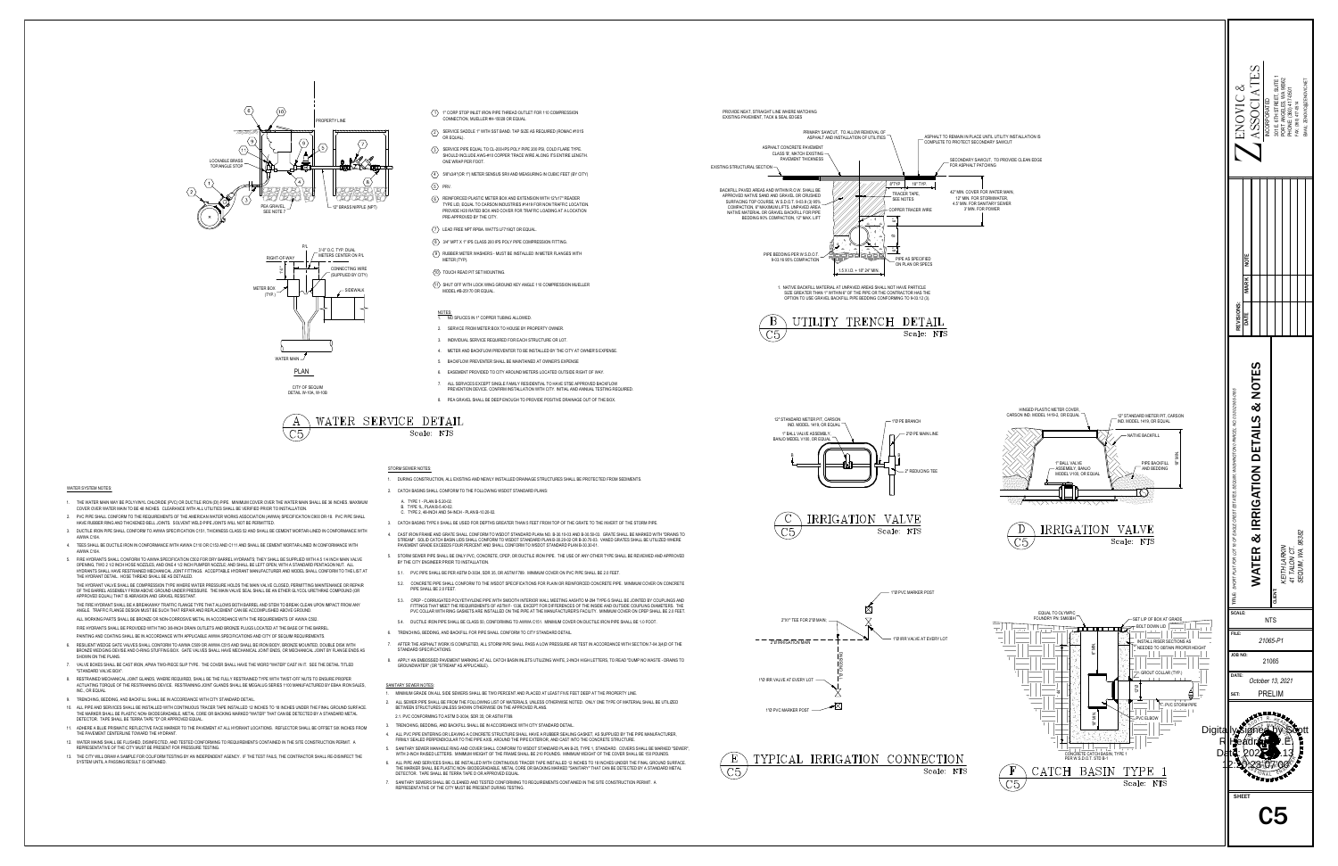## WATER SERVICE DETAIL (A / C5) — Scale: NTS

PROPERTY LINE

LOCKABLE BRASS TOP ANGLE STOP

PEA GRAVEL, SEE NOTE 7

12" BRASS NIPPLE (NPT)

P/L

RIGHT-OF-WAY

3'-0" O.C. TYP. DUAL METERS CENTER ON P/L

CONNECTING WIRE (SUPPLIED BY CITY)

METER BOX (TYP.)

SIDEWALK

WATER MAIN

PLAN

CITY OF SEQUIM DETAIL W-10A, W-10B

1. 1" CORP STOP INLET IRON PIPE THREAD OUTLET FOR 110 COMPRESSION CONNECTION, MUELLER #H-15028 OR EQUAL.
2. SERVICE SADDLE 1" WITH SST BAND. TAP SIZE AS REQUIRED (ROMAC #101S OR EQUAL).
3. SERVICE PIPE EQUAL TO CL-200-IPS POLY PIPE 200 PSI, COLD FLARE TYPE. SHOULD INCLUDE AWG#10 COPPER TRACE WIRE ALONG ITS ENTIRE LENGTH. ONE WRAP PER FOOT.
4. 5/8"x3/4"(OR 1") METER SENSUS SR II AND MEASURING IN CUBIC FEET (BY CITY)
5. PRV.
6. REINFORCED PLASTIC METER BOX AND EXTENSION WITH 12"x17" READER TYPE LID, EQUAL TO CARSON INDUSTRIES #1419 FOR NON TRAFFIC LOCATION. PROVIDE H20 RATED BOX AND COVER FOR TRAFFIC LOADING AT A LOCATION PRE-APPROVED BY THE CITY.
7. LEAD FREE NPT RPBA, WATTS LF719GT OR EQUAL.
8. 3/4" MPT X 1" IPS CLASS 200 IPS POLY PIPE COMPRESSION FITTING.
9. RUBBER METER WASHERS - MUST BE INSTALLED IN METER FLANGES WITH METER (TYP).
10. TOUCH READ PIT SET MOUNTING.
11. SHUT OFF WITH LOCK WING GROUND KEY ANGLE 110 COMPRESSION MUELLER MODEL #B-20170 OR EQUAL.

NOTES:
1. NO SPLICES IN 1" COPPER TUBING ALLOWED.
2. SERVICE FROM METER BOX TO HOUSE BY PROPERTY OWNER.
3. INDIVIDUAL SERVICE REQUIRED FOR EACH STRUCTURE OR LOT.
4. METER AND BACKFLOW PREVENTER TO BE INSTALLED BY THE CITY AT OWNER'S EXPENSE.
5. BACKFLOW PREVENTER SHALL BE MAINTAINED AT OWNER'S EXPENSE.
6. EASEMENT PROVIDED TO CITY AROUND METERS LOCATED OUTSIDE RIGHT OF WAY.
7. ALL SERVICES EXCEPT SINGLE FAMILY RESIDENTIAL TO HAVE STATE APPROVED BACKFLOW PREVENTION DEVICE. CONFIRM INSTALLATION WITH CITY. INITIAL AND ANNUAL TESTING REQUIRED.
8. PEA GRAVEL SHALL BE DEEP ENOUGH TO PROVIDE POSITIVE DRAINAGE OUT OF THE BOX.

## WATER SYSTEM NOTES:

1. THE WATER MAIN MAY BE POLYVINYL CHLORIDE (PVC) OR DUCTILE IRON (DI) PIPE. MINIMUM COVER OVER THE WATER MAIN SHALL BE 36 INCHES. MAXIMUM COVER OVER WATER MAIN TO BE 48 INCHES. CLEARANCE WITH ALL UTILITIES SHALL BE VERIFIED PRIOR TO INSTALLATION.
2. PVC PIPE SHALL CONFORM TO THE REQUIREMENTS OF THE AMERICAN WATER WORKS ASSOCIATION (AWWA) SPECIFICATION C900 DR-18. PVC PIPE SHALL HAVE RUBBER RING AND THICKENED BELL JOINTS. SOLVENT WELD PIPE JOINTS WILL NOT BE PERMITTED.
3. DUCTILE IRON PIPE SHALL CONFORM TO AWWA SPECIFICATION C151, THICKNESS CLASS 52 AND SHALL BE CEMENT MORTAR LINED IN CONFORMANCE WITH AWWA C104.
4. TEES SHALL BE DUCTILE IRON IN CONFORMANCE WITH AWWA C110 OR C153 AND C111 AND SHALL BE CEMENT MORTAR-LINED IN CONFORMANCE WITH AWWA C104.
5. FIRE HYDRANTS SHALL CONFORM TO AWWA SPECIFICATION C502 FOR DRY BARREL HYDRANTS; THEY SHALL BE SUPPLIED WITH A 5 1/4 INCH MAIN VALVE OPENING, TWO 2 1/2 INCH HOSE NOZZLES, AND ONE 4 1/2 INCH PUMPER NOZZLE; AND SHALL BE LEFT OPEN, WITH A STANDARD PENTAGON NUT. ALL HYDRANTS SHALL HAVE RESTRAINED MECHANICAL JOINT FITTINGS. ACCEPTABLE HYDRANT MANUFACTURER AND MODEL SHALL CONFORM TO THE LIST AT THE HYDRANT DETAIL. HOSE THREAD SHALL BE AS DETAILED.

   THE HYDRANT VALVE SHALL BE COMPRESSION TYPE WHERE WATER PRESSURE HOLDS THE MAIN VALVE CLOSED. PERMITTING MAINTENANCE OR REPAIR OF THE BARREL ASSEMBLY FROM ABOVE GROUND UNDER PRESSURE. THE MAIN VALVE SEAL SHALL BE AN EITHER GLYCOL URETHANE COMPOUND (OR APPROVED EQUAL) THAT IS ABRASION AND GRAVEL RESISTANT.

   THE FIRE HYDRANT SHALL BE A BREAKAWAY TRAFFIC FLANGE TYPE THAT ALLOWS BOTH BARREL AND STEM TO BREAK CLEAN UPON IMPACT FROM ANY ANGLE. TRAFFIC FLANGE DESIGN MUST BE SUCH THAT REPAIR AND REPLACEMENT CAN BE ACCOMPLISHED ABOVE GROUND.

   ALL WORKING PARTS SHALL BE BRONZE OR NON-CORROSIVE METAL IN ACCORDANCE WITH THE REQUIREMENTS OF AWWA C502.

   FIRE HYDRANTS SHALL BE PROVIDED WITH TWO 3/8-INCH DRAIN OUTLETS AND BRONZE PLUGS LOCATED AT THE BASE OF THE BARREL.

   PAINTING AND COATING SHALL BE IN ACCORDANCE WITH APPLICABLE AWWA SPECIFICATIONS AND CITY OF SEQUIM REQUIREMENTS.
6. RESILIENT WEDGE GATE VALVES SHALL CONFORM TO AWWA C509 OR AWWA C515 AND SHALL BE IRON BODY, BRONZE MOUNTED, DOUBLE DISK WITH BRONZE WEDGING DEVISE AND O-RING STUFFING BOX. GATE VALVES SHALL HAVE MECHANICAL JOINT ENDS, OR MECHANICAL JOINT BY FLANGE ENDS AS SHOWN ON THE PLANS.
7. VALVE BOXES SHALL BE CAST IRON, APWA TWO-PIECE SLIP TYPE. THE COVER SHALL HAVE THE WORD "WATER" CAST IN IT. SEE THE DETAIL TITLED "STANDARD VALVE BOX".
8. RESTRAINED MECHANICAL JOINT GLANDS, WHERE REQUIRED, SHALL BE THE FULLY RESTRAINED TYPE WITH TWIST-OFF NUTS TO INSURE PROPER ACTUATING TORQUE OF THE RESTRAINING DEVICE. RESTRAINING JOINT GLANDS SHALL BE MEGALUG SERIES 1100 MANUFACTURED BY EBAA IRON SALES, INC., OR EQUAL.
9. TRENCHING, BEDDING, AND BACKFILL SHALL BE IN ACCORDANCE WITH CITY STANDARD DETAIL.
10. ALL PIPE AND SERVICES SHALL BE INSTALLED WITH CONTINUOUS TRACER TAPE INSTALLED 12 INCHES TO 18 INCHES UNDER THE FINAL GROUND SURFACE. THE MARKER SHALL BE PLASTIC NON-BIODEGRADABLE, METAL CORE OR BACKING MARKED "WATER" THAT CAN BE DETECTED BY A STANDARD METAL DETECTOR. TAPE SHALL BE TERRA TAPE "D" OR APPROVED EQUAL.
11. ADHERE A BLUE PRISMATIC REFLECTIVE FACE MARKER TO THE PAVEMENT AT ALL HYDRANT LOCATIONS. REFLECTOR SHALL BE OFFSET SIX INCHES FROM THE PAVEMENT CENTERLINE TOWARD THE HYDRANT.
12. WATER MAINS SHALL BE FLUSHED, DISINFECTED, AND TESTED CONFORMING TO REQUIREMENTS CONTAINED IN THE SITE CONSTRUCTION PERMIT. A REPRESENTATIVE OF THE CITY MUST BE PRESENT FOR PRESSURE TESTING.
13. THE CITY WILL DRAW A SAMPLE FOR COLIFORM TESTING BY AN INDEPENDENT AGENCY. IF THE TEST FAILS, THE CONTRACTOR SHALL RE-DISINFECT THE SYSTEM UNTIL A PASSING RESULT IS OBTAINED.

## STORM SEWER NOTES:

1. DURING CONSTRUCTION, ALL EXISTING AND NEWLY INSTALLED DRAINAGE STRUCTURES SHALL BE PROTECTED FROM SEDIMENTS.
2. CATCH BASINS SHALL CONFORM TO THE FOLLOWING WSDOT STANDARD PLANS:
   A. TYPE 1 - PLAN B-5.20-02.
   B. TYPE 1L- PLAN B-5.40-02.
   C. TYPE 2, 48-INCH AND 54-INCH - PLAN B-10.20-02.
3. CATCH BASINS TYPE II SHALL BE USED FOR DEPTHS GREATER THAN 5 FEET FROM TOP OF THE GRATE TO THE INVERT OF THE STORM PIPE.
4. CAST IRON FRAME AND GRATE SHALL CONFORM TO WSDOT STANDARD PLANs NO. B-30.10-03 AND B-30.50-03. GRATE SHALL BE MARKED WITH "DRAINS TO STREAM". SOLID CATCH BASIN LIDS SHALL CONFORM TO WSDOT STANDARD PLAN B-30.20-02 OR B-30.70-03. VANED GRATES SHALL BE UTILIZED WHERE PAVEMENT GRADE EXCEEDS FOUR PERCENT AND SHALL CONFORM TO WSDOT STANDARD PLAN B-30.30-01.
5. STORM SEWER PIPE SHALL BE ONLY PVC, CONCRETE, CPEP, OR DUCTILE IRON PIPE. THE USE OF ANY OTHER TYPE SHALL BE REVIEWED AND APPROVED BY THE CITY ENGINEER PRIOR TO INSTALLATION.
   5.1. PVC PIPE SHALL BE PER ASTM D-3034, SDR 35, OR ASTM F789. MINIMUM COVER ON PVC PIPE SHALL BE 2.0 FEET.
   5.2. CONCRETE PIPE SHALL CONFORM TO THE WSDOT SPECIFICATIONS FOR PLAIN OR REINFORCED CONCRETE PIPE. MINIMUM COVER ON CONCRETE PIPE SHALL BE 2.0 FEET.
   5.3. CPEP - CORRUGATED POLYETHYLENE PIPE WITH SMOOTH INTERIOR WALL MEETING AASHTO M-294 TYPE-S SHALL BE JOINED BY COUPLINGS AND FITTINGS THAT MEET THE REQUIREMENTS OF ASTM F-1336, EXCEPT FOR DIFFERENCES OF THE INSIDE AND OUTSIDE COUPLING DIAMETERS. THE PVC COLLAR WITH RUBBER GASKETS ARE INSTALLED ON THE PIPE AT THE MANUFACTURER'S FACILITY. MINIMUM COVER ON CPEP SHALL BE 2.0 FEET.
   5.4. DUCTILE IRON PIPE SHALL BE CLASS 50, CONFORMING TO AWWA C151. MINIMUM COVER ON DUCTILE IRON PIPE SHALL BE 1.0 FOOT.
6. TRENCHING, BEDDING, AND BACKFILL FOR PIPE SHALL CONFORM TO CITY STANDARD DETAIL.
7. AFTER THE ASPHALT WORK IS COMPLETED, ALL STORM PIPE SHALL PASS A LOW PRESSURE AIR TEST IN ACCORDANCE WITH SECTION 7-04.3(4)D OF THE STANDARD SPECIFICATIONS.
8. APPLY AN EMBOSSED PAVEMENT MARKING AT ALL CATCH BASIN INLETS UTILIZING WHITE, 2-INCH HIGH LETTERS, TO READ "DUMP NO WASTE - DRAINS TO GROUNDWATER" (OR "STREAM" AS APPLICABLE).

## SANITARY SEWER NOTES:

1. MINIMUM GRADE ON ALL SIDE SEWERS SHALL BE TWO PERCENT AND PLACED AT LEAST FIVE FEET DEEP AT THE PROPERTY LINE.
2. ALL SEWER PIPE SHALL BE FROM THE FOLLOWING LIST OF MATERIALS, UNLESS OTHERWISE NOTED. ONLY ONE TYPE OF MATERIAL SHALL BE UTILIZED BETWEEN STRUCTURES UNLESS SHOWN OTHERWISE ON THE APPROVED PLANS.

   2.1. PVC CONFORMING TO ASTM D-3034, SDR 35, OR ASTM F789.
3. TRENCHING, BEDDING, AND BACKFILL SHALL BE IN ACCORDANCE WITH CITY STANDARD DETAIL.
4. ALL PVC PIPE ENTERING OR LEAVING A CONCRETE STRUCTURE SHALL HAVE A RUBBER SEALING GASKET, AS SUPPLIED BY THE PIPE MANUFACTURER, FIRMLY SEALED PERPENDICULAR TO THE PIPE AXIS, AROUND THE PIPE EXTERIOR, AND CAST INTO THE CONCRETE STRUCTURE.
5. SANITARY SEWER MANHOLE RING AND COVER SHALL CONFORM TO WSDOT STANDARD PLAN B-25, TYPE 1, STANDARD. COVERS SHALL BE MARKED "SEWER", WITH 2-INCH RAISED LETTERS. MINIMUM WEIGHT OF THE FRAME SHALL BE 210 POUNDS. MINIMUM WEIGHT OF THE COVER SHALL BE 150 POUNDS.
6. ALL PIPE AND SERVICES SHALL BE INSTALLED WITH CONTINUOUS TRACER TAPE INSTALLED 12 INCHES TO 18 INCHES UNDER THE FINAL GROUND SURFACE. THE MARKER SHALL BE PLASTIC NON-BIODEGRADABLE, METAL CORE OR BACKING MARKED "SANITARY" THAT CAN BE DETECTED BY A STANDARD METAL DETECTOR. TAPE SHALL BE TERRA TAPE D OR APPROVED EQUAL.
7. SANITARY SEWERS SHALL BE CLEANED AND TESTED CONFORMING TO REQUIREMENTS CONTAINED IN THE SITE CONSTRUCTION PERMIT. A REPRESENTATIVE OF THE CITY MUST BE PRESENT DURING TESTING.

## UTILITY TRENCH DETAIL (B / C5) — Scale: NTS

PROVIDE NEAT, STRAIGHT LINE WHERE MATCHING EXISTING PAVEMENT, TACK & SEAL EDGES

PRIMARY SAWCUT, TO ALLOW REMOVAL OF ASPHALT AND INSTALLATION OF UTILITIES

ASPHALT TO REMAIN IN PLACE UNTIL UTILITY INSTALLATION IS COMPLETE TO PROTECT SECONDARY SAWCUT

ASPHALT CONCRETE PAVEMENT CLASS 'B', MATCH EXISTING PAVEMENT THICKNESS

SECONDARY SAWCUT, TO PROVIDE CLEAN EDGE FOR ASPHALT PATCHING

EXISTING STRUCTURAL SECTION

6" TYP. 18" TYP.

BACKFILL PAVED AREAS AND WITHIN R.O.W. SHALL BE APPROVED NATIVE SAND AND GRAVEL OR CRUSHED SURFACING TOP COURSE, W.S.D.O.T. 9-03.9 (3) 95% COMPACTION, 6" MAXIMUM LIFTS. UNPAVED AREA NATIVE MATERIAL OR GRAVEL BACKFILL FOR PIPE BEDDING 90% COMPACTION, 12" MAX. LIFT

TRACER TAPE, SEE NOTES

COPPER TRACER WIRE

42" MIN. COVER FOR WATER MAIN, 12" MIN. FOR STORMWATER, 4.5' MIN. FOR SANITARY SEWER 3' MIN. FOR POWER

PIPE BEDDING PER W.S.D.O.T. 9-03.16 95% COMPACTION

PIPE AS SPECIFIED ON PLAN OR SPECS

1.5 X I.D. + 18" 24" MIN.

1. NATIVE BACKFILL MATERIAL AT UNPAVED AREAS SHALL NOT HAVE PARTICLE SIZE GREATER THAN 1" WITHIN 6" OF THE PIPE OR THE CONTRACTOR HAS THE OPTION TO USE GRAVEL BACKFILL PIPE BEDDING CONFORMING TO 9-03.12 (3).

## IRRIGATION VALVE (C / C5) — Scale: NTS

12" STANDARD METER PIT, CARSON IND. MODEL 1419, OR EQUAL

1" BALL VALVE ASSEMBLY, BANJO MODEL V100, OR EQUAL

1"Ø PE BRANCH

2"Ø PE MAIN LINE

2" REDUCING TEE

## IRRIGATION VALVE (D / C5) — Scale: NTS

HINGED PLASTIC METER COVER, CARSON IND. MODEL 1419-2, OR EQUAL

12" STANDARD METER PIT, CARSON IND. MODEL 1419, OR EQUAL

NATIVE BACKFILL

1" BALL VALVE ASSEMBLY, BANJO MODEL V100, OR EQUAL

PIPE BACKFILL AND BEDDING

18" MIN.

## TYPICAL IRRIGATION CONNECTION (E / C5) — Scale: NTS

1"Ø PVC MARKER POST

2"X1" TEE FOR 2"Ø MAIN

2" IRRIGATION MAIN

1"Ø IRR VALVE AT EVERY LOT

1"Ø IRR VALVE AT EVERY LOT

1"Ø PVC MARKER POST

## CATCH BASIN TYPE 1 (F / C5) — Scale: NTS

EQUAL TO OLYMPIC FOUNDRY PN: SM60BH

SET LIP OF BOX AT GRADE

BOLT DOWN LID

INSTALL RISER SECTIONS AS NEEDED TO OBTAIN PROPER HEIGHT

GROUT COLLAR (TYP.)

PVC STORM PIPE

PVC ELBOW

CONCRETE CATCH BASIN, TYPE 1 PER W.S.D.O.T. STD B-1

---

ZENOVIC & ASSOCIATES
INCORPORATED
301 E. 6TH STREET, SUITE 1
PORT ANGELES, WA 98362
PHONE: (360) 417-0501
FAX: (360) 417-0516
EMAIL: ZENOVIC@ZENOVIC.NET

REVISIONS: DATE | MARK | NOTE

TITLE: SHORT PLAT FOR LOT 18 OF EAGLE CREST ESTATES, SEQUIM, WASHINGTON, PARCEL NO 033018660180

# WATER & IRRIGATION DETAILS & NOTES

CLIENT: KEITH LARKIN, 41 TALON CT, SEQUIM, WA 98382

SCALE: NTS

FILE: 21065-P1

JOB NO: 21065

DATE: October 13, 2021

SET: PRELIM

SHEET: C5

Digitally signed by Scott Rhead... Date: 2021...13 12:...-07'00'